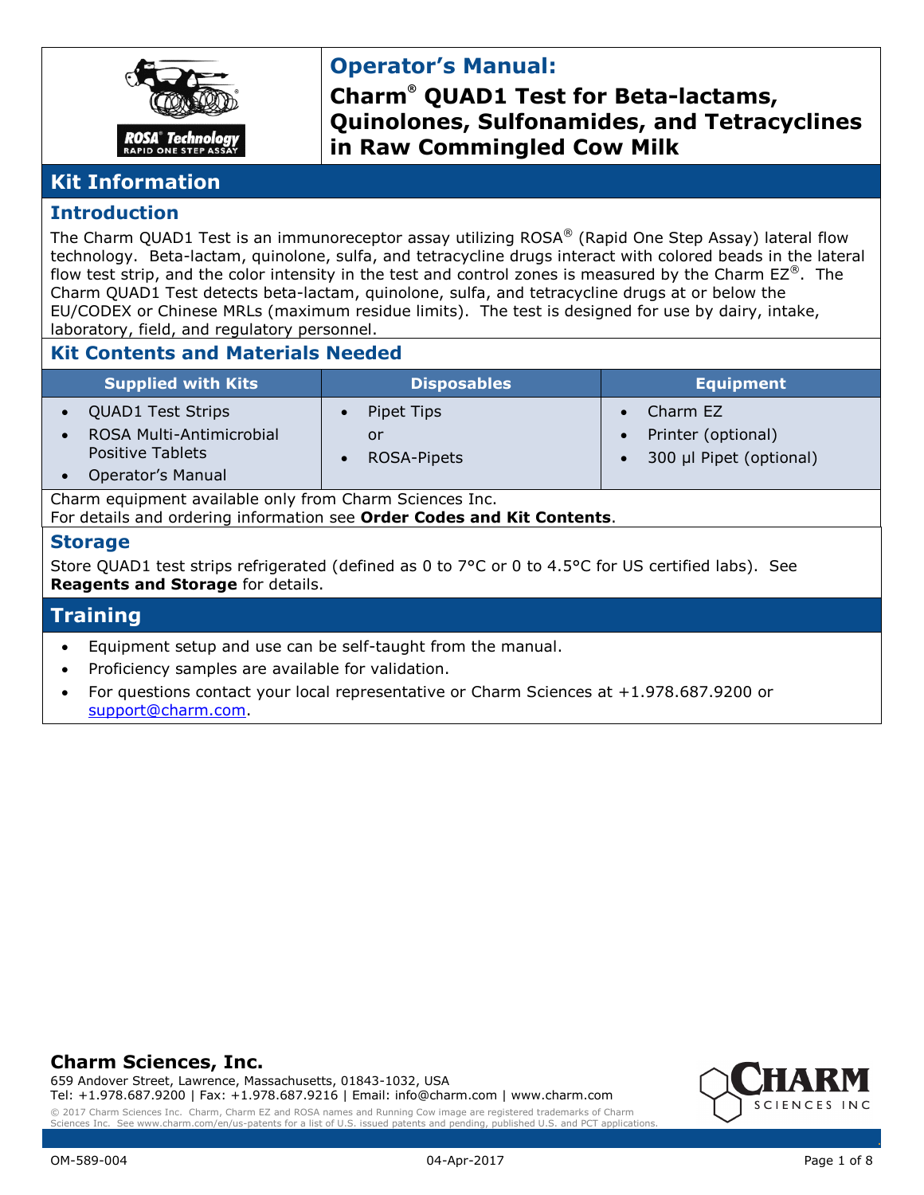# Operator's Manual:

# Charm® QUAD1 Test for Beta-lactams, Quinolones, Sulfonamides, and Tetracyclines in Raw Commingled Cow Milk

## Kit Information

### Introduction

The Charm QUAD1 Test is an immunoreceptor assay utilizing ROSA® (Rapid One Step Assay) lateral flow technology. Beta-lactam, quinolone, sulfa, and tetracycline drugs interact with colored beads in the lateral flow test strip, and the color intensity in the test and control zones is measured by the Charm EZ®. The Charm QUAD1 Test detects beta-lactam, quinolone, sulfa, and tetracycline drugs at or below the EU/CODEX or Chinese MRLs (maximum residue limits). The test is designed for use by dairy, intake, laboratory, field, and regulatory personnel.

### Kit Contents and Materials Needed

| Supplied with Kits | Disposables | Equipment |
| --- | --- | --- |
| • QUAD1 Test Strips<br>• ROSA Multi-Antimicrobial Positive Tablets<br>• Operator's Manual | • Pipet Tips<br>or<br>• ROSA-Pipets | • Charm EZ<br>• Printer (optional)<br>• 300 µl Pipet (optional) |

Charm equipment available only from Charm Sciences Inc.
For details and ordering information see **Order Codes and Kit Contents**.

### Storage

Store QUAD1 test strips refrigerated (defined as 0 to 7°C or 0 to 4.5°C for US certified labs). See **Reagents and Storage** for details.

## Training

- Equipment setup and use can be self-taught from the manual.
- Proficiency samples are available for validation.
- For questions contact your local representative or Charm Sciences at +1.978.687.9200 or support@charm.com.

**Charm Sciences, Inc.**
659 Andover Street, Lawrence, Massachusetts, 01843-1032, USA
Tel: +1.978.687.9200 | Fax: +1.978.687.9216 | Email: info@charm.com | www.charm.com
© 2017 Charm Sciences Inc. Charm, Charm EZ and ROSA names and Running Cow image are registered trademarks of Charm Sciences Inc. See www.charm.com/en/us-patents for a list of U.S. issued patents and pending, published U.S. and PCT applications.

OM-589-004 04-Apr-2017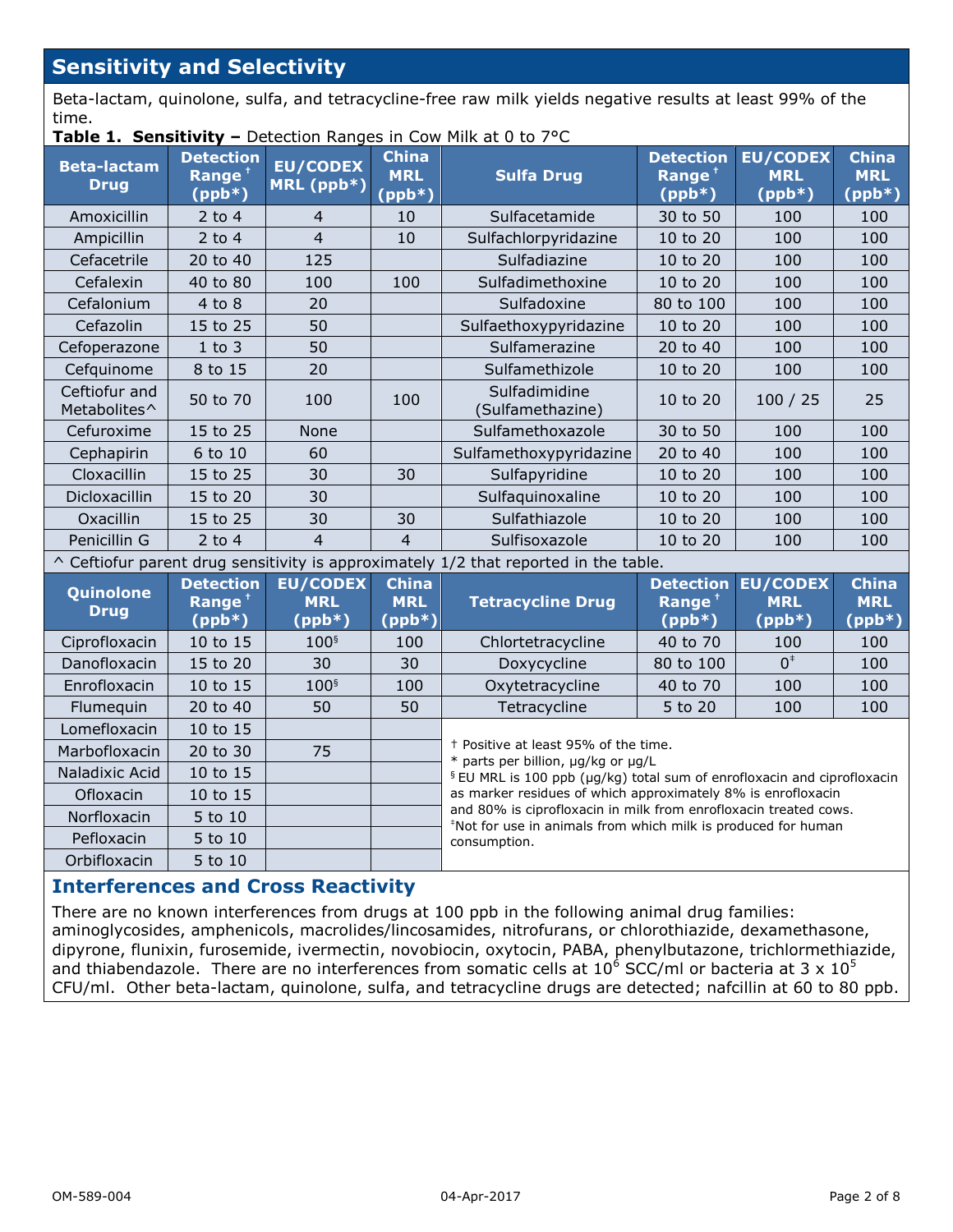## Sensitivity and Selectivity

Beta-lactam, quinolone, sulfa, and tetracycline-free raw milk yields negative results at least 99% of the time.

**Table 1. Sensitivity –** Detection Ranges in Cow Milk at 0 to 7°C

| Beta-lactam Drug | Detection Range † (ppb*) | EU/CODEX MRL (ppb*) | China MRL (ppb*) | Sulfa Drug | Detection Range † (ppb*) | EU/CODEX MRL (ppb*) | China MRL (ppb*) |
|---|---|---|---|---|---|---|---|
| Amoxicillin | 2 to 4 | 4 | 10 | Sulfacetamide | 30 to 50 | 100 | 100 |
| Ampicillin | 2 to 4 | 4 | 10 | Sulfachlorpyridazine | 10 to 20 | 100 | 100 |
| Cefacetrile | 20 to 40 | 125 | | Sulfadiazine | 10 to 20 | 100 | 100 |
| Cefalexin | 40 to 80 | 100 | 100 | Sulfadimethoxine | 10 to 20 | 100 | 100 |
| Cefalonium | 4 to 8 | 20 | | Sulfadoxine | 80 to 100 | 100 | 100 |
| Cefazolin | 15 to 25 | 50 | | Sulfaethoxypyridazine | 10 to 20 | 100 | 100 |
| Cefoperazone | 1 to 3 | 50 | | Sulfamerazine | 20 to 40 | 100 | 100 |
| Cefquinome | 8 to 15 | 20 | | Sulfamethizole | 10 to 20 | 100 | 100 |
| Ceftiofur and Metabolites^ | 50 to 70 | 100 | 100 | Sulfadimidine (Sulfamethazine) | 10 to 20 | 100 / 25 | 25 |
| Cefuroxime | 15 to 25 | None | | Sulfamethoxazole | 30 to 50 | 100 | 100 |
| Cephapirin | 6 to 10 | 60 | | Sulfamethoxypyridazine | 20 to 40 | 100 | 100 |
| Cloxacillin | 15 to 25 | 30 | 30 | Sulfapyridine | 10 to 20 | 100 | 100 |
| Dicloxacillin | 15 to 20 | 30 | | Sulfaquinoxaline | 10 to 20 | 100 | 100 |
| Oxacillin | 15 to 25 | 30 | 30 | Sulfathiazole | 10 to 20 | 100 | 100 |
| Penicillin G | 2 to 4 | 4 | 4 | Sulfisoxazole | 10 to 20 | 100 | 100 |

^ Ceftiofur parent drug sensitivity is approximately 1/2 that reported in the table.

| Quinolone Drug | Detection Range † (ppb*) | EU/CODEX MRL (ppb*) | China MRL (ppb*) | Tetracycline Drug | Detection Range † (ppb*) | EU/CODEX MRL (ppb*) | China MRL (ppb*) |
|---|---|---|---|---|---|---|---|
| Ciprofloxacin | 10 to 15 | 100§ | 100 | Chlortetracycline | 40 to 70 | 100 | 100 |
| Danofloxacin | 15 to 20 | 30 | 30 | Doxycycline | 80 to 100 | 0‡ | 100 |
| Enrofloxacin | 10 to 15 | 100§ | 100 | Oxytetracycline | 40 to 70 | 100 | 100 |
| Flumequin | 20 to 40 | 50 | 50 | Tetracycline | 5 to 20 | 100 | 100 |
| Lomefloxacin | 10 to 15 | | | | | | |
| Marbofloxacin | 20 to 30 | 75 | | | | | |
| Naladixic Acid | 10 to 15 | | | | | | |
| Ofloxacin | 10 to 15 | | | | | | |
| Norfloxacin | 5 to 10 | | | | | | |
| Pefloxacin | 5 to 10 | | | | | | |
| Orbifloxacin | 5 to 10 | | | | | | |

† Positive at least 95% of the time.
* parts per billion, µg/kg or µg/L
§ EU MRL is 100 ppb (µg/kg) total sum of enrofloxacin and ciprofloxacin as marker residues of which approximately 8% is enrofloxacin and 80% is ciprofloxacin in milk from enrofloxacin treated cows.
‡ Not for use in animals from which milk is produced for human consumption.

## Interferences and Cross Reactivity

There are no known interferences from drugs at 100 ppb in the following animal drug families: aminoglycosides, amphenicols, macrolides/lincosamides, nitrofurans, or chlorothiazide, dexamethasone, dipyrone, flunixin, furosemide, ivermectin, novobiocin, oxytocin, PABA, phenylbutazone, trichlormethiazide, and thiabendazole. There are no interferences from somatic cells at $10^6$ SCC/ml or bacteria at $3 \times 10^5$ CFU/ml. Other beta-lactam, quinolone, sulfa, and tetracycline drugs are detected; nafcillin at 60 to 80 ppb.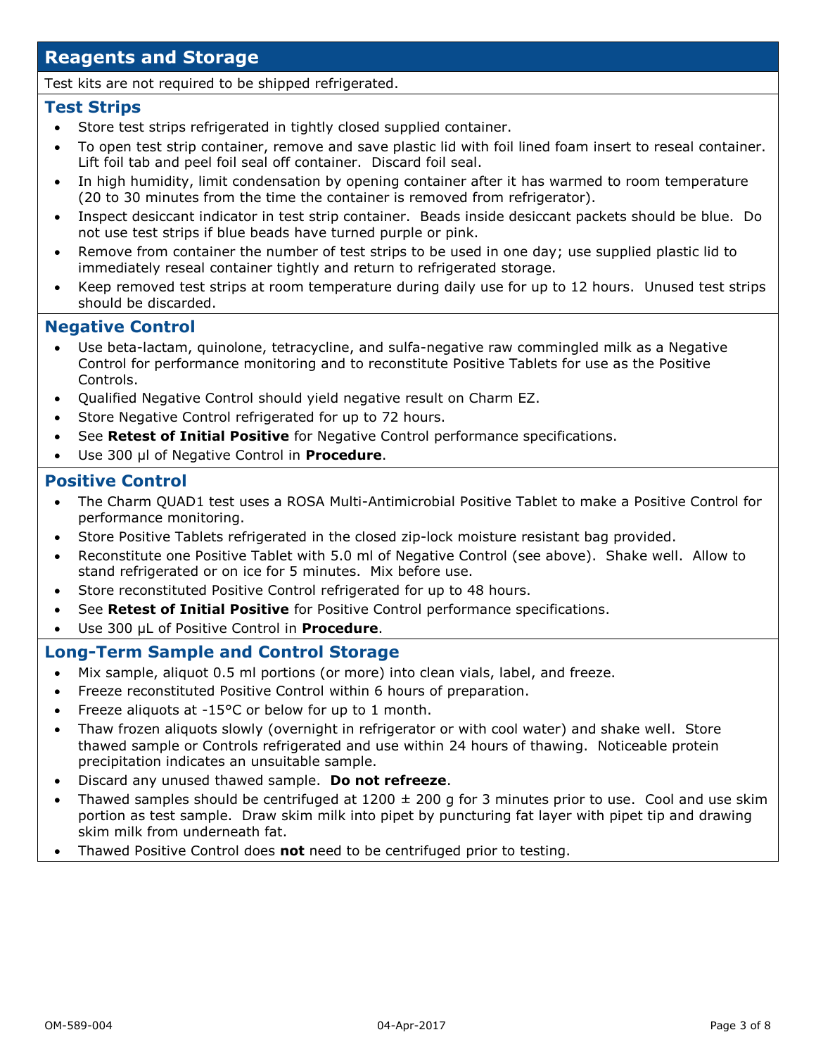## Reagents and Storage

Test kits are not required to be shipped refrigerated.

### Test Strips

- Store test strips refrigerated in tightly closed supplied container.
- To open test strip container, remove and save plastic lid with foil lined foam insert to reseal container. Lift foil tab and peel foil seal off container. Discard foil seal.
- In high humidity, limit condensation by opening container after it has warmed to room temperature (20 to 30 minutes from the time the container is removed from refrigerator).
- Inspect desiccant indicator in test strip container. Beads inside desiccant packets should be blue. Do not use test strips if blue beads have turned purple or pink.
- Remove from container the number of test strips to be used in one day; use supplied plastic lid to immediately reseal container tightly and return to refrigerated storage.
- Keep removed test strips at room temperature during daily use for up to 12 hours. Unused test strips should be discarded.

### Negative Control

- Use beta-lactam, quinolone, tetracycline, and sulfa-negative raw commingled milk as a Negative Control for performance monitoring and to reconstitute Positive Tablets for use as the Positive Controls.
- Qualified Negative Control should yield negative result on Charm EZ.
- Store Negative Control refrigerated for up to 72 hours.
- See **Retest of Initial Positive** for Negative Control performance specifications.
- Use 300 µl of Negative Control in **Procedure**.

### Positive Control

- The Charm QUAD1 test uses a ROSA Multi-Antimicrobial Positive Tablet to make a Positive Control for performance monitoring.
- Store Positive Tablets refrigerated in the closed zip-lock moisture resistant bag provided.
- Reconstitute one Positive Tablet with 5.0 ml of Negative Control (see above). Shake well. Allow to stand refrigerated or on ice for 5 minutes. Mix before use.
- Store reconstituted Positive Control refrigerated for up to 48 hours.
- See **Retest of Initial Positive** for Positive Control performance specifications.
- Use 300 µL of Positive Control in **Procedure**.

### Long-Term Sample and Control Storage

- Mix sample, aliquot 0.5 ml portions (or more) into clean vials, label, and freeze.
- Freeze reconstituted Positive Control within 6 hours of preparation.
- Freeze aliquots at -15°C or below for up to 1 month.
- Thaw frozen aliquots slowly (overnight in refrigerator or with cool water) and shake well. Store thawed sample or Controls refrigerated and use within 24 hours of thawing. Noticeable protein precipitation indicates an unsuitable sample.
- Discard any unused thawed sample. **Do not refreeze**.
- Thawed samples should be centrifuged at 1200 ± 200 g for 3 minutes prior to use. Cool and use skim portion as test sample. Draw skim milk into pipet by puncturing fat layer with pipet tip and drawing skim milk from underneath fat.
- Thawed Positive Control does **not** need to be centrifuged prior to testing.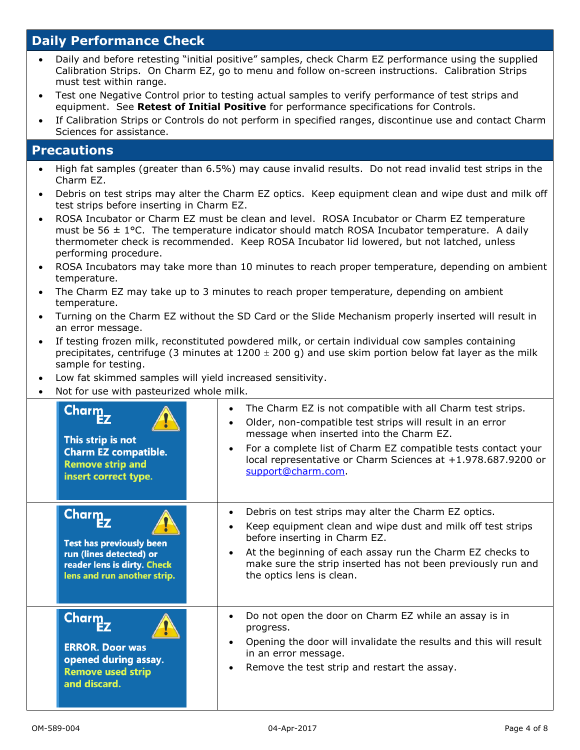## Daily Performance Check

- Daily and before retesting "initial positive" samples, check Charm EZ performance using the supplied Calibration Strips. On Charm EZ, go to menu and follow on-screen instructions. Calibration Strips must test within range.
- Test one Negative Control prior to testing actual samples to verify performance of test strips and equipment. See **Retest of Initial Positive** for performance specifications for Controls.
- If Calibration Strips or Controls do not perform in specified ranges, discontinue use and contact Charm Sciences for assistance.

## Precautions

- High fat samples (greater than 6.5%) may cause invalid results. Do not read invalid test strips in the Charm EZ.
- Debris on test strips may alter the Charm EZ optics. Keep equipment clean and wipe dust and milk off test strips before inserting in Charm EZ.
- ROSA Incubator or Charm EZ must be clean and level. ROSA Incubator or Charm EZ temperature must be 56 ± 1°C. The temperature indicator should match ROSA Incubator temperature. A daily thermometer check is recommended. Keep ROSA Incubator lid lowered, but not latched, unless performing procedure.
- ROSA Incubators may take more than 10 minutes to reach proper temperature, depending on ambient temperature.
- The Charm EZ may take up to 3 minutes to reach proper temperature, depending on ambient temperature.
- Turning on the Charm EZ without the SD Card or the Slide Mechanism properly inserted will result in an error message.
- If testing frozen milk, reconstituted powdered milk, or certain individual cow samples containing precipitates, centrifuge (3 minutes at 1200 ± 200 g) and use skim portion below fat layer as the milk sample for testing.
- Low fat skimmed samples will yield increased sensitivity.
- Not for use with pasteurized whole milk.

| Screen Message | Notes |
|---|---|
| Charm EZ — This strip is not Charm EZ compatible. Remove strip and insert correct type. | • The Charm EZ is not compatible with all Charm test strips. <br> • Older, non-compatible test strips will result in an error message when inserted into the Charm EZ. <br> • For a complete list of Charm EZ compatible tests contact your local representative or Charm Sciences at +1.978.687.9200 or support@charm.com. |
| Charm EZ — Test has previously been run (lines detected) or reader lens is dirty. Check lens and run another strip. | • Debris on test strips may alter the Charm EZ optics. <br> • Keep equipment clean and wipe dust and milk off test strips before inserting in Charm EZ. <br> • At the beginning of each assay run the Charm EZ checks to make sure the strip inserted has not been previously run and the optics lens is clean. |
| Charm EZ — ERROR. Door was opened during assay. Remove used strip and discard. | • Do not open the door on Charm EZ while an assay is in progress. <br> • Opening the door will invalidate the results and this will result in an error message. <br> • Remove the test strip and restart the assay. |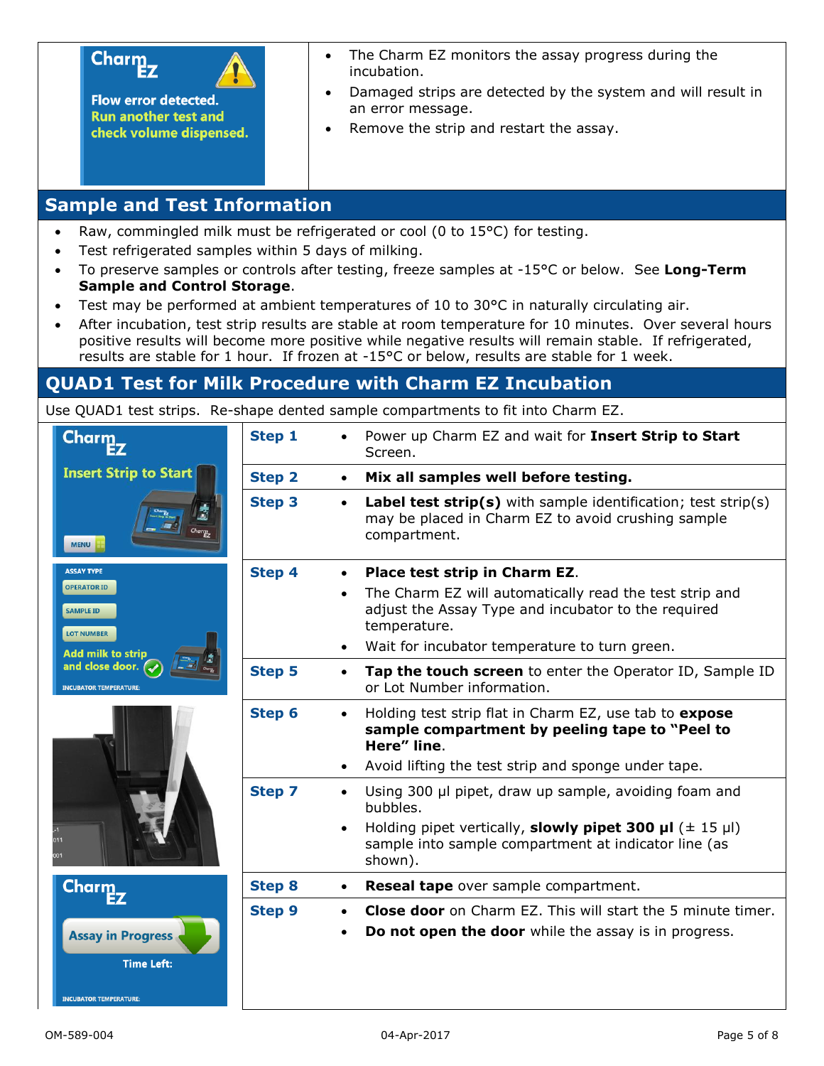| | |
|---|---|
| Charm EZ — Flow error detected. Run another test and check volume dispensed. | • The Charm EZ monitors the assay progress during the incubation.<br>• Damaged strips are detected by the system and will result in an error message.<br>• Remove the strip and restart the assay. |

## Sample and Test Information

- Raw, commingled milk must be refrigerated or cool (0 to 15°C) for testing.
- Test refrigerated samples within 5 days of milking.
- To preserve samples or controls after testing, freeze samples at -15°C or below. See **Long-Term Sample and Control Storage**.
- Test may be performed at ambient temperatures of 10 to 30°C in naturally circulating air.
- After incubation, test strip results are stable at room temperature for 10 minutes. Over several hours positive results will become more positive while negative results will remain stable. If refrigerated, results are stable for 1 hour. If frozen at -15°C or below, results are stable for 1 week.

## QUAD1 Test for Milk Procedure with Charm EZ Incubation

Use QUAD1 test strips. Re-shape dented sample compartments to fit into Charm EZ.

| Step | Instructions |
|---|---|
| **Step 1** | • Power up Charm EZ and wait for **Insert Strip to Start** Screen. |
| **Step 2** | • **Mix all samples well before testing.** |
| **Step 3** | • **Label test strip(s)** with sample identification; test strip(s) may be placed in Charm EZ to avoid crushing sample compartment. |
| **Step 4** | • **Place test strip in Charm EZ**.<br>• The Charm EZ will automatically read the test strip and adjust the Assay Type and incubator to the required temperature.<br>• Wait for incubator temperature to turn green. |
| **Step 5** | • **Tap the touch screen** to enter the Operator ID, Sample ID or Lot Number information. |
| **Step 6** | • Holding test strip flat in Charm EZ, use tab to **expose sample compartment by peeling tape to "Peel to Here" line**.<br>• Avoid lifting the test strip and sponge under tape. |
| **Step 7** | • Using 300 µl pipet, draw up sample, avoiding foam and bubbles.<br>• Holding pipet vertically, **slowly pipet 300 µl** (± 15 µl) sample into sample compartment at indicator line (as shown). |
| **Step 8** | • **Reseal tape** over sample compartment. |
| **Step 9** | • **Close door** on Charm EZ. This will start the 5 minute timer.<br>• **Do not open the door** while the assay is in progress. |

OM-589-004 04-Apr-2017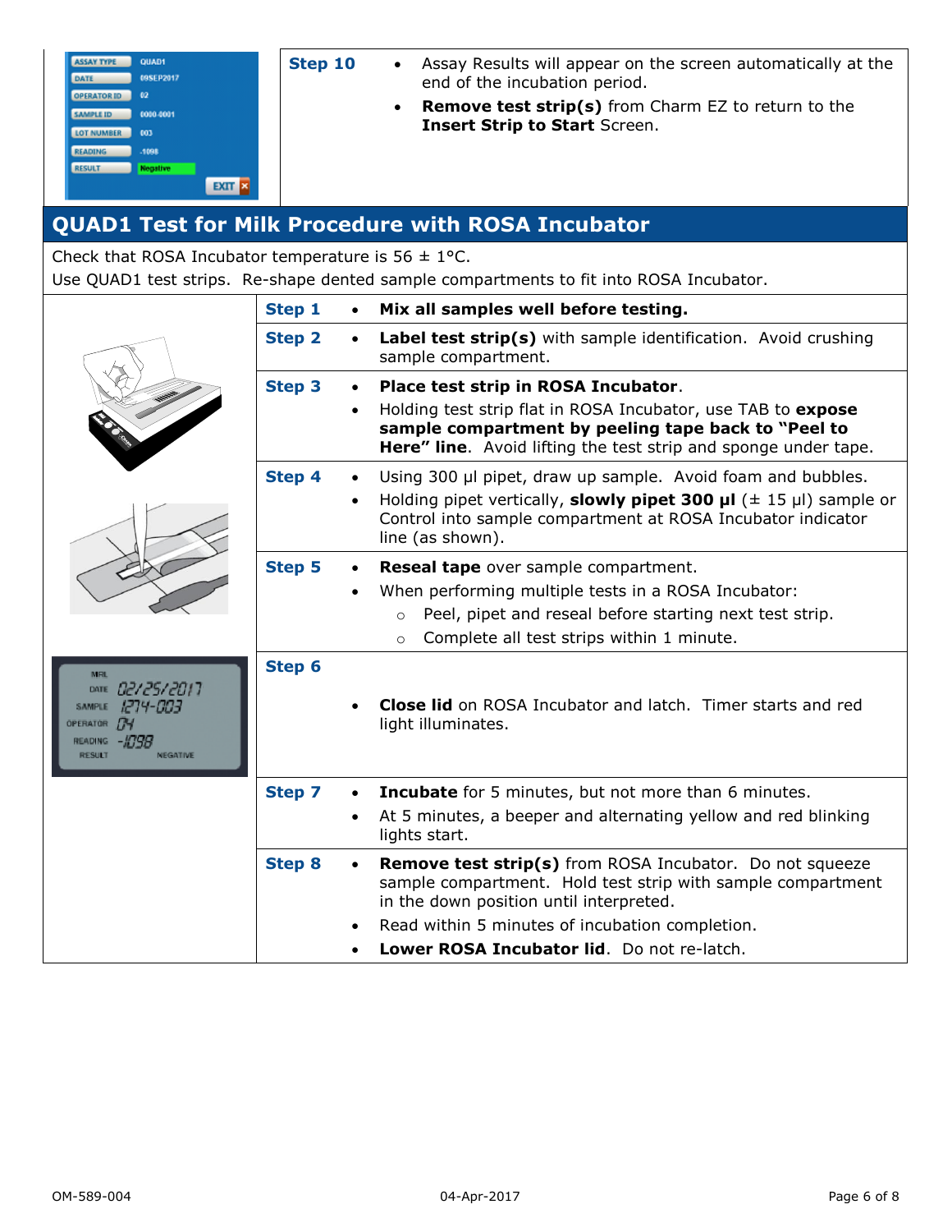| | | |
|---|---|---|
| | **Step 10** | • Assay Results will appear on the screen automatically at the end of the incubation period.<br>• **Remove test strip(s)** from Charm EZ to return to the **Insert Strip to Start** Screen. |

## QUAD1 Test for Milk Procedure with ROSA Incubator

Check that ROSA Incubator temperature is 56 ± 1°C.
Use QUAD1 test strips. Re-shape dented sample compartments to fit into ROSA Incubator.

| Step | Instructions |
|---|---|
| **Step 1** | • **Mix all samples well before testing.** |
| **Step 2** | • **Label test strip(s)** with sample identification. Avoid crushing sample compartment. |
| **Step 3** | • **Place test strip in ROSA Incubator**.<br>• Holding test strip flat in ROSA Incubator, use TAB to **expose sample compartment by peeling tape back to "Peel to Here" line**. Avoid lifting the test strip and sponge under tape. |
| **Step 4** | • Using 300 µl pipet, draw up sample. Avoid foam and bubbles.<br>• Holding pipet vertically, **slowly pipet 300 µl** (± 15 µl) sample or Control into sample compartment at ROSA Incubator indicator line (as shown). |
| **Step 5** | • **Reseal tape** over sample compartment.<br>• When performing multiple tests in a ROSA Incubator:<br>  ○ Peel, pipet and reseal before starting next test strip.<br>  ○ Complete all test strips within 1 minute. |
| **Step 6** | • **Close lid** on ROSA Incubator and latch. Timer starts and red light illuminates. |
| **Step 7** | • **Incubate** for 5 minutes, but not more than 6 minutes.<br>• At 5 minutes, a beeper and alternating yellow and red blinking lights start. |
| **Step 8** | • **Remove test strip(s)** from ROSA Incubator. Do not squeeze sample compartment. Hold test strip with sample compartment in the down position until interpreted.<br>• Read within 5 minutes of incubation completion.<br>• **Lower ROSA Incubator lid**. Do not re-latch. |

OM-589-004 04-Apr-2017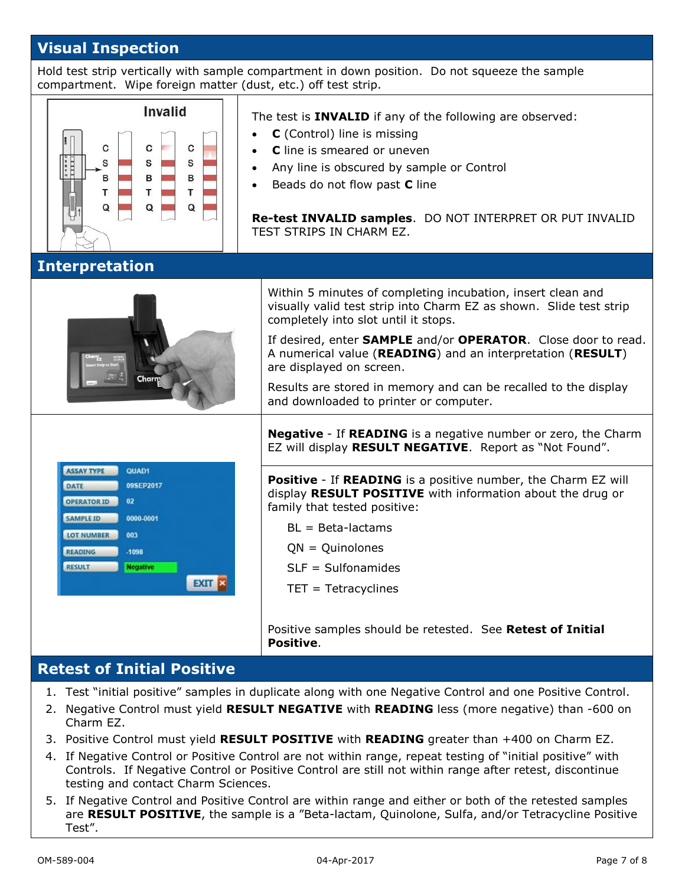## Visual Inspection

Hold test strip vertically with sample compartment in down position. Do not squeeze the sample compartment. Wipe foreign matter (dust, etc.) off test strip.

The test is **INVALID** if any of the following are observed:

- **C** (Control) line is missing
- **C** line is smeared or uneven
- Any line is obscured by sample or Control
- Beads do not flow past **C** line

**Re-test INVALID samples**. DO NOT INTERPRET OR PUT INVALID TEST STRIPS IN CHARM EZ.

## Interpretation

Within 5 minutes of completing incubation, insert clean and visually valid test strip into Charm EZ as shown. Slide test strip completely into slot until it stops.

If desired, enter **SAMPLE** and/or **OPERATOR**. Close door to read. A numerical value (**READING**) and an interpretation (**RESULT**) are displayed on screen.

Results are stored in memory and can be recalled to the display and downloaded to printer or computer.

**Negative** - If **READING** is a negative number or zero, the Charm EZ will display **RESULT NEGATIVE**. Report as "Not Found".

**Positive** - If **READING** is a positive number, the Charm EZ will display **RESULT POSITIVE** with information about the drug or family that tested positive:

- BL = Beta-lactams
- QN = Quinolones
- SLF = Sulfonamides
- TET = Tetracyclines

Positive samples should be retested. See **Retest of Initial Positive**.

## Retest of Initial Positive

1. Test "initial positive" samples in duplicate along with one Negative Control and one Positive Control.
2. Negative Control must yield **RESULT NEGATIVE** with **READING** less (more negative) than -600 on Charm EZ.
3. Positive Control must yield **RESULT POSITIVE** with **READING** greater than +400 on Charm EZ.
4. If Negative Control or Positive Control are not within range, repeat testing of "initial positive" with Controls. If Negative Control or Positive Control are still not within range after retest, discontinue testing and contact Charm Sciences.
5. If Negative Control and Positive Control are within range and either or both of the retested samples are **RESULT POSITIVE**, the sample is a "Beta-lactam, Quinolone, Sulfa, and/or Tetracycline Positive Test".

OM-589-004 04-Apr-2017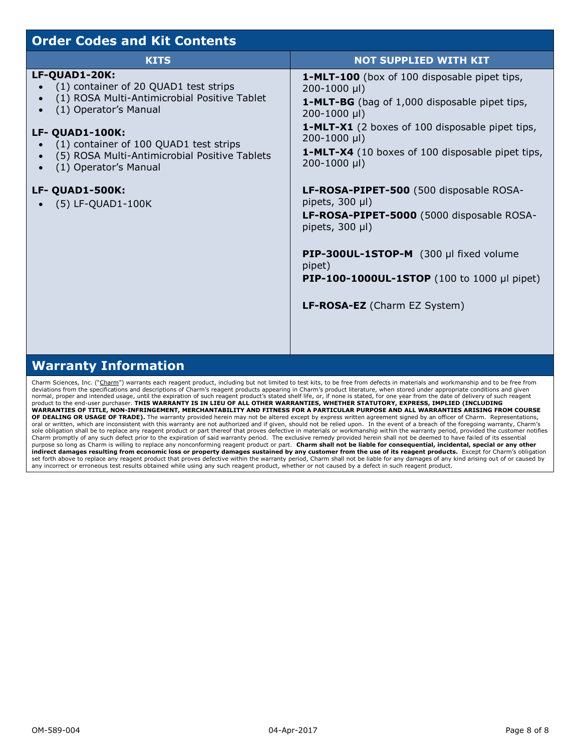## Order Codes and Kit Contents

| KITS | NOT SUPPLIED WITH KIT |
| --- | --- |
| **LF-QUAD1-20K:**<br>• (1) container of 20 QUAD1 test strips<br>• (1) ROSA Multi-Antimicrobial Positive Tablet<br>• (1) Operator's Manual<br><br>**LF- QUAD1-100K:**<br>• (1) container of 100 QUAD1 test strips<br>• (5) ROSA Multi-Antimicrobial Positive Tablets<br>• (1) Operator's Manual<br><br>**LF- QUAD1-500K:**<br>• (5) LF-QUAD1-100K | **1-MLT-100** (box of 100 disposable pipet tips, 200-1000 µl)<br>**1-MLT-BG** (bag of 1,000 disposable pipet tips, 200-1000 µl)<br>**1-MLT-X1** (2 boxes of 100 disposable pipet tips, 200-1000 µl)<br>**1-MLT-X4** (10 boxes of 100 disposable pipet tips, 200-1000 µl)<br><br>**LF-ROSA-PIPET-500** (500 disposable ROSA-pipets, 300 µl)<br>**LF-ROSA-PIPET-5000** (5000 disposable ROSA-pipets, 300 µl)<br><br>**PIP-300UL-1STOP-M** (300 µl fixed volume pipet)<br>**PIP-100-1000UL-1STOP** (100 to 1000 µl pipet)<br><br>**LF-ROSA-EZ** (Charm EZ System) |

## Warranty Information

Charm Sciences, Inc. ("Charm") warrants each reagent product, including but not limited to test kits, to be free from defects in materials and workmanship and to be free from deviations from the specifications and descriptions of Charm's reagent products appearing in Charm's product literature, when stored under appropriate conditions and given normal, proper and intended usage, until the expiration of such reagent product's stated shelf life, or, if none is stated, for one year from the date of delivery of such reagent product to the end-user purchaser. **THIS WARRANTY IS IN LIEU OF ALL OTHER WARRANTIES, WHETHER STATUTORY, EXPRESS, IMPLIED (INCLUDING WARRANTIES OF TITLE, NON-INFRINGEMENT, MERCHANTABILITY AND FITNESS FOR A PARTICULAR PURPOSE AND ALL WARRANTIES ARISING FROM COURSE OF DEALING OR USAGE OF TRADE).** The warranty provided herein may not be altered except by express written agreement signed by an officer of Charm. Representations, oral or written, which are inconsistent with this warranty are not authorized and if given, should not be relied upon. In the event of a breach of the foregoing warranty, Charm's sole obligation shall be to replace any reagent product or part thereof that proves defective in materials or workmanship within the warranty period, provided the customer notifies Charm promptly of any such defect prior to the expiration of said warranty period. The exclusive remedy provided herein shall not be deemed to have failed of its essential purpose so long as Charm is willing to replace any nonconforming reagent product or part. **Charm shall not be liable for consequential, incidental, special or any other indirect damages resulting from economic loss or property damages sustained by any customer from the use of its reagent products.** Except for Charm's obligation set forth above to replace any reagent product that proves defective within the warranty period, Charm shall not be liable for any damages of any kind arising out of or caused by any incorrect or erroneous test results obtained while using any such reagent product, whether or not caused by a defect in such reagent product.

OM-589-004 04-Apr-2017